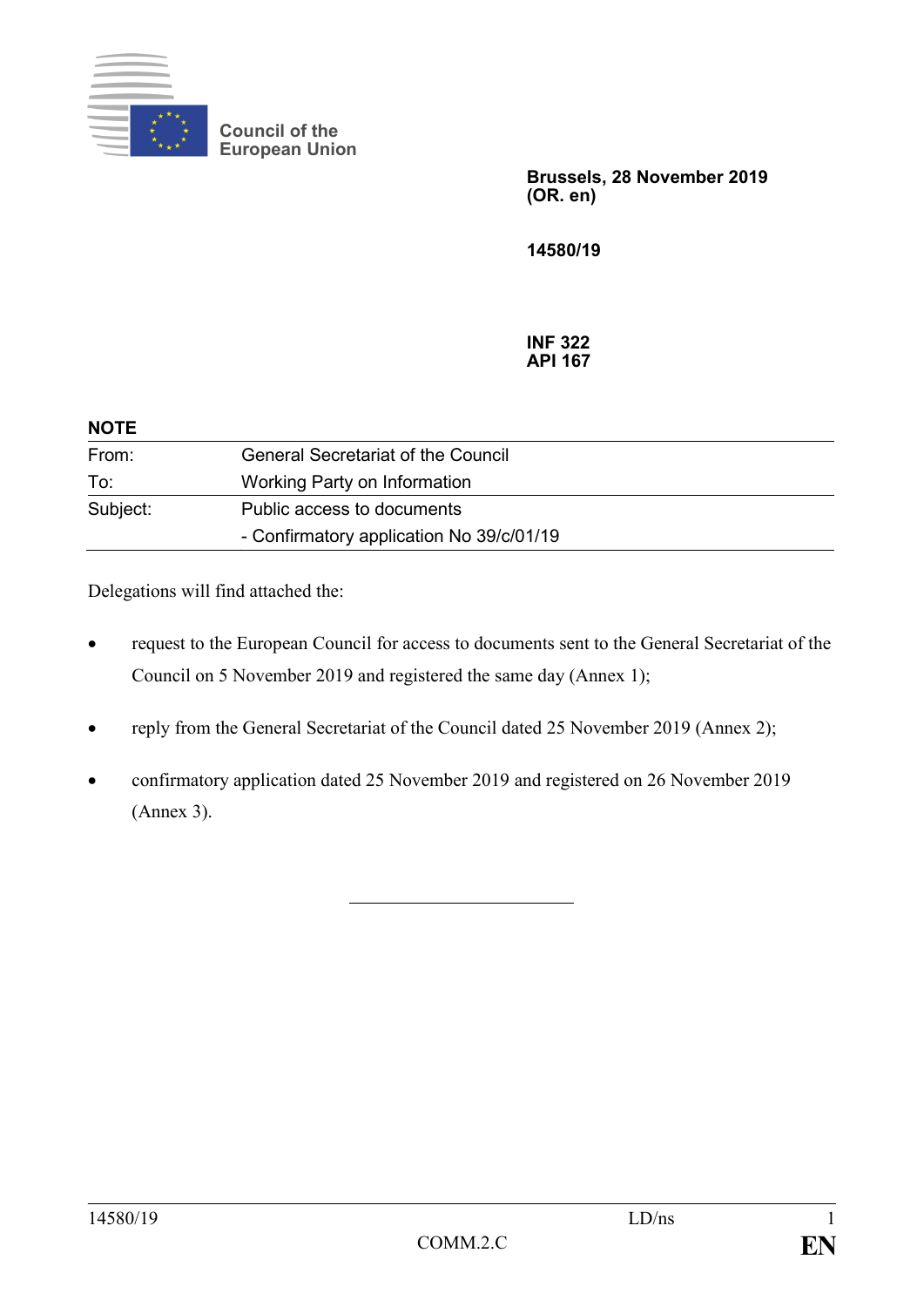Council of the European Union

**Brussels, 28 November 2019**
**(OR. en)**

**14580/19**

**INF 322**
**API 167**

**NOTE**

| | |
|---|---|
| From: | General Secretariat of the Council |
| To: | Working Party on Information |
| Subject: | Public access to documents<br>- Confirmatory application No 39/c/01/19 |

Delegations will find attached the:

- request to the European Council for access to documents sent to the General Secretariat of the Council on 5 November 2019 and registered the same day (Annex 1);
- reply from the General Secretariat of the Council dated 25 November 2019 (Annex 2);
- confirmatory application dated 25 November 2019 and registered on 26 November 2019 (Annex 3).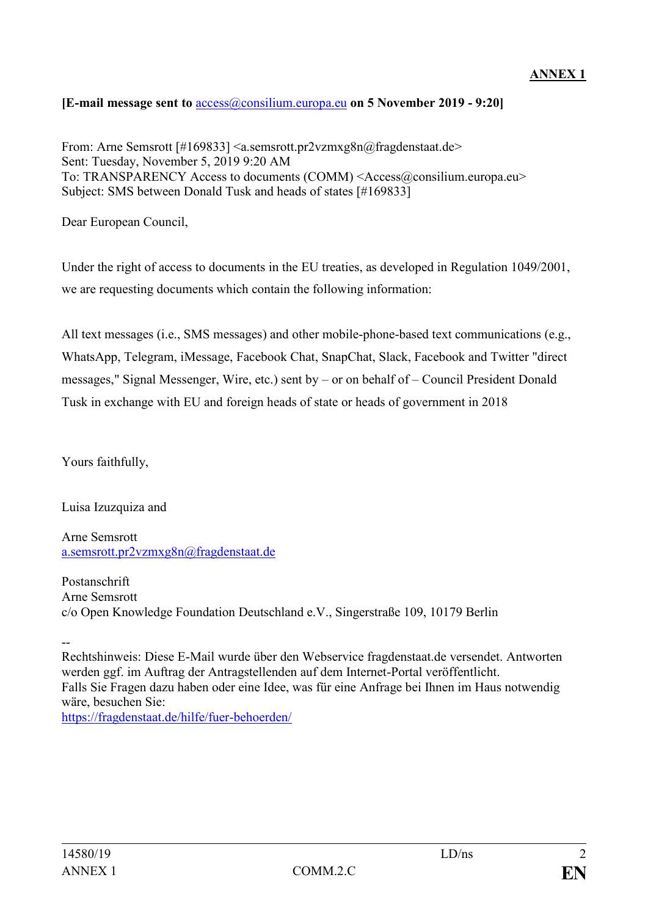**ANNEX 1**

**[E-mail message sent to access@consilium.europa.eu on 5 November 2019 - 9:20]**

From: Arne Semsrott [#169833] <a.semsrott.pr2vzmxg8n@fragdenstaat.de>
Sent: Tuesday, November 5, 2019 9:20 AM
To: TRANSPARENCY Access to documents (COMM) <Access@consilium.europa.eu>
Subject: SMS between Donald Tusk and heads of states [#169833]

Dear European Council,

Under the right of access to documents in the EU treaties, as developed in Regulation 1049/2001, we are requesting documents which contain the following information:

All text messages (i.e., SMS messages) and other mobile-phone-based text communications (e.g., WhatsApp, Telegram, iMessage, Facebook Chat, SnapChat, Slack, Facebook and Twitter "direct messages," Signal Messenger, Wire, etc.) sent by – or on behalf of – Council President Donald Tusk in exchange with EU and foreign heads of state or heads of government in 2018

Yours faithfully,

Luisa Izuzquiza and

Arne Semsrott
a.semsrott.pr2vzmxg8n@fragdenstaat.de

Postanschrift
Arne Semsrott
c/o Open Knowledge Foundation Deutschland e.V., Singerstraße 109, 10179 Berlin

--
Rechtshinweis: Diese E-Mail wurde über den Webservice fragdenstaat.de versendet. Antworten werden ggf. im Auftrag der Antragstellenden auf dem Internet-Portal veröffentlicht.
Falls Sie Fragen dazu haben oder eine Idee, was für eine Anfrage bei Ihnen im Haus notwendig wäre, besuchen Sie:
https://fragdenstaat.de/hilfe/fuer-behoerden/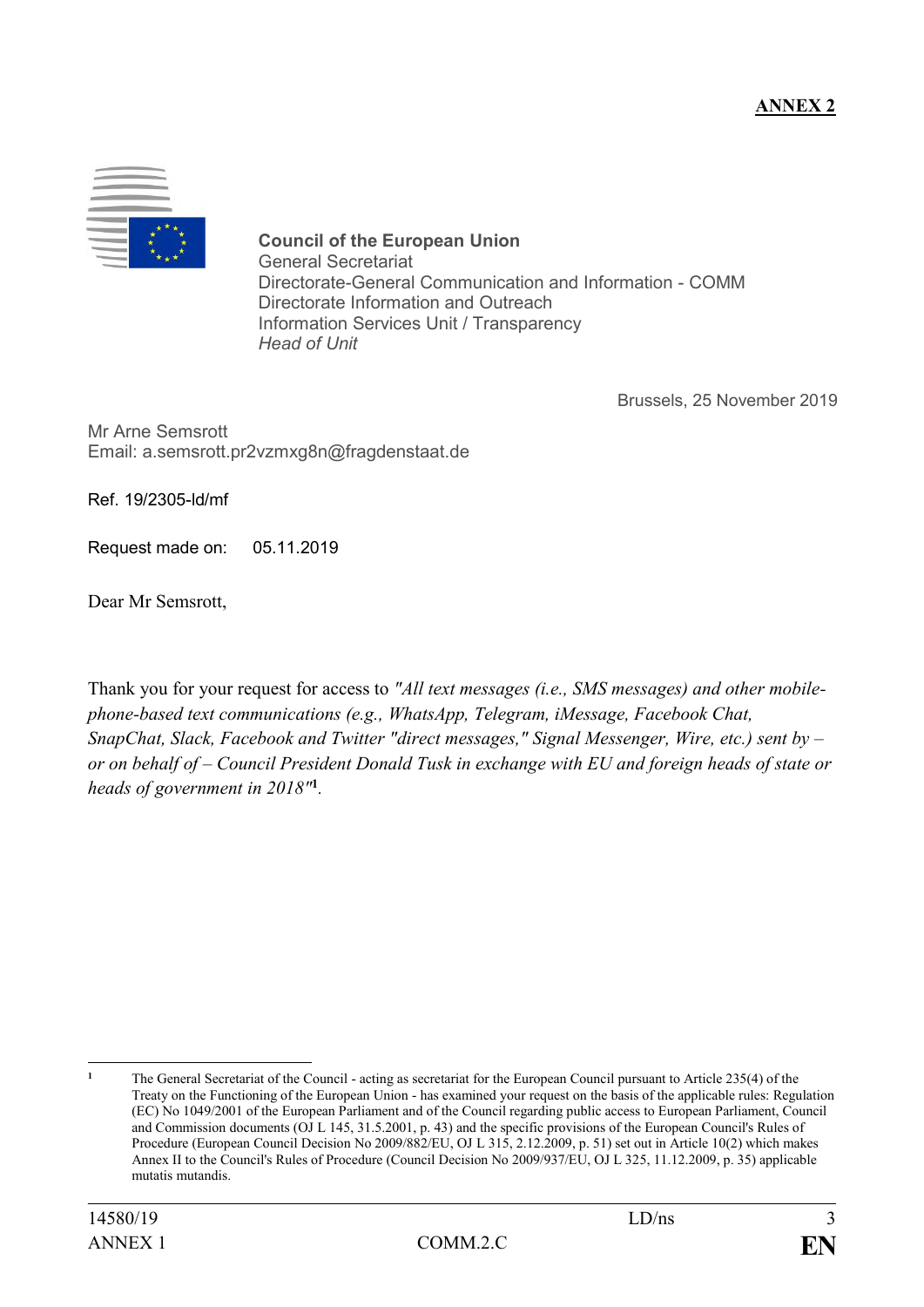**ANNEX 2**

**Council of the European Union**
General Secretariat
Directorate-General Communication and Information - COMM
Directorate Information and Outreach
Information Services Unit / Transparency
*Head of Unit*

Brussels, 25 November 2019

Mr Arne Semsrott
Email: a.semsrott.pr2vzmxg8n@fragdenstaat.de

Ref. 19/2305-ld/mf

Request made on: 05.11.2019

Dear Mr Semsrott,

Thank you for your request for access to *"All text messages (i.e., SMS messages) and other mobile-phone-based text communications (e.g., WhatsApp, Telegram, iMessage, Facebook Chat, SnapChat, Slack, Facebook and Twitter "direct messages," Signal Messenger, Wire, etc.) sent by – or on behalf of – Council President Donald Tusk in exchange with EU and foreign heads of state or heads of government in 2018"*[1].

---

[1] The General Secretariat of the Council - acting as secretariat for the European Council pursuant to Article 235(4) of the Treaty on the Functioning of the European Union - has examined your request on the basis of the applicable rules: Regulation (EC) No 1049/2001 of the European Parliament and of the Council regarding public access to European Parliament, Council and Commission documents (OJ L 145, 31.5.2001, p. 43) and the specific provisions of the European Council's Rules of Procedure (European Council Decision No 2009/882/EU, OJ L 315, 2.12.2009, p. 51) set out in Article 10(2) which makes Annex II to the Council's Rules of Procedure (Council Decision No 2009/937/EU, OJ L 325, 11.12.2009, p. 35) applicable mutatis mutandis.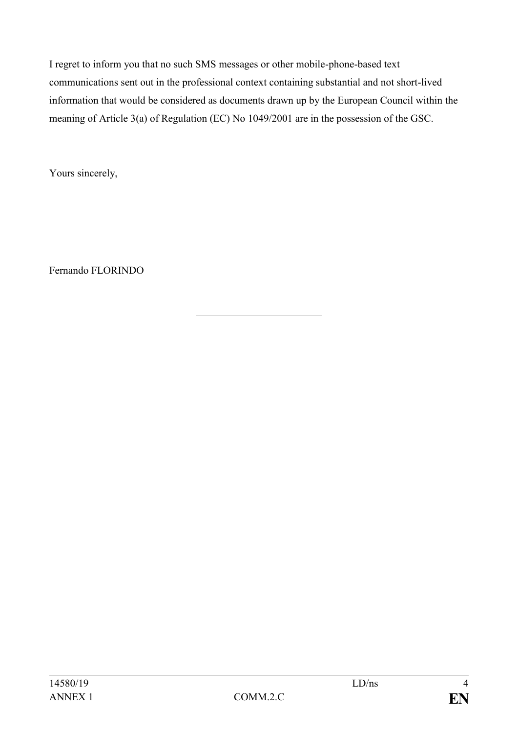I regret to inform you that no such SMS messages or other mobile-phone-based text communications sent out in the professional context containing substantial and not short-lived information that would be considered as documents drawn up by the European Council within the meaning of Article 3(a) of Regulation (EC) No 1049/2001 are in the possession of the GSC.

Yours sincerely,

Fernando FLORINDO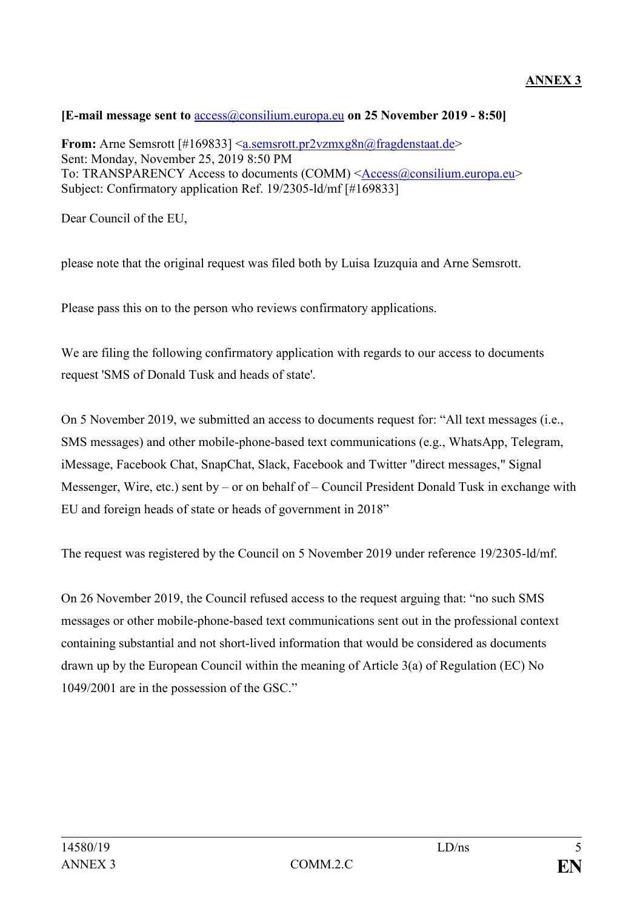**ANNEX 3**

**[E-mail message sent to access@consilium.europa.eu on 25 November 2019 - 8:50]**

**From:** Arne Semsrott [#169833] <a.semsrott.pr2vzmxg8n@fragdenstaat.de>
Sent: Monday, November 25, 2019 8:50 PM
To: TRANSPARENCY Access to documents (COMM) <Access@consilium.europa.eu>
Subject: Confirmatory application Ref. 19/2305-ld/mf [#169833]

Dear Council of the EU,

please note that the original request was filed both by Luisa Izuzquia and Arne Semsrott.

Please pass this on to the person who reviews confirmatory applications.

We are filing the following confirmatory application with regards to our access to documents request 'SMS of Donald Tusk and heads of state'.

On 5 November 2019, we submitted an access to documents request for: "All text messages (i.e., SMS messages) and other mobile-phone-based text communications (e.g., WhatsApp, Telegram, iMessage, Facebook Chat, SnapChat, Slack, Facebook and Twitter "direct messages," Signal Messenger, Wire, etc.) sent by – or on behalf of – Council President Donald Tusk in exchange with EU and foreign heads of state or heads of government in 2018"

The request was registered by the Council on 5 November 2019 under reference 19/2305-ld/mf.

On 26 November 2019, the Council refused access to the request arguing that: "no such SMS messages or other mobile-phone-based text communications sent out in the professional context containing substantial and not short-lived information that would be considered as documents drawn up by the European Council within the meaning of Article 3(a) of Regulation (EC) No 1049/2001 are in the possession of the GSC."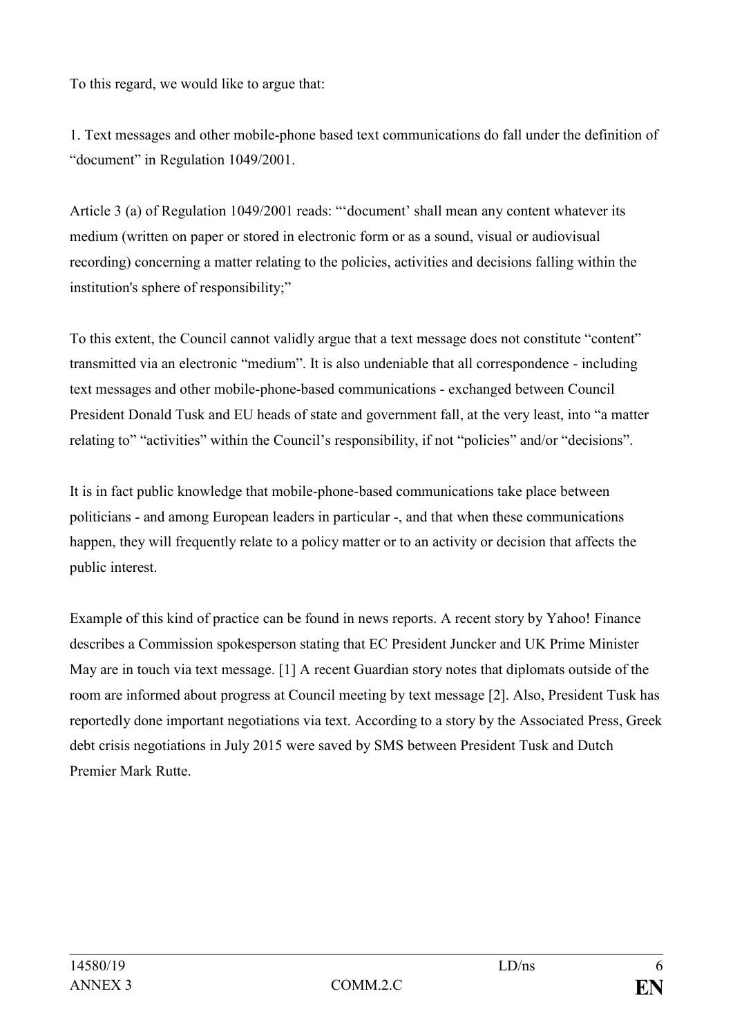To this regard, we would like to argue that:

1. Text messages and other mobile-phone based text communications do fall under the definition of "document" in Regulation 1049/2001.

Article 3 (a) of Regulation 1049/2001 reads: "'document' shall mean any content whatever its medium (written on paper or stored in electronic form or as a sound, visual or audiovisual recording) concerning a matter relating to the policies, activities and decisions falling within the institution's sphere of responsibility;"

To this extent, the Council cannot validly argue that a text message does not constitute "content" transmitted via an electronic "medium". It is also undeniable that all correspondence - including text messages and other mobile-phone-based communications - exchanged between Council President Donald Tusk and EU heads of state and government fall, at the very least, into "a matter relating to" "activities" within the Council's responsibility, if not "policies" and/or "decisions".

It is in fact public knowledge that mobile-phone-based communications take place between politicians - and among European leaders in particular -, and that when these communications happen, they will frequently relate to a policy matter or to an activity or decision that affects the public interest.

Example of this kind of practice can be found in news reports. A recent story by Yahoo! Finance describes a Commission spokesperson stating that EC President Juncker and UK Prime Minister May are in touch via text message. [1] A recent Guardian story notes that diplomats outside of the room are informed about progress at Council meeting by text message [2]. Also, President Tusk has reportedly done important negotiations via text. According to a story by the Associated Press, Greek debt crisis negotiations in July 2015 were saved by SMS between President Tusk and Dutch Premier Mark Rutte.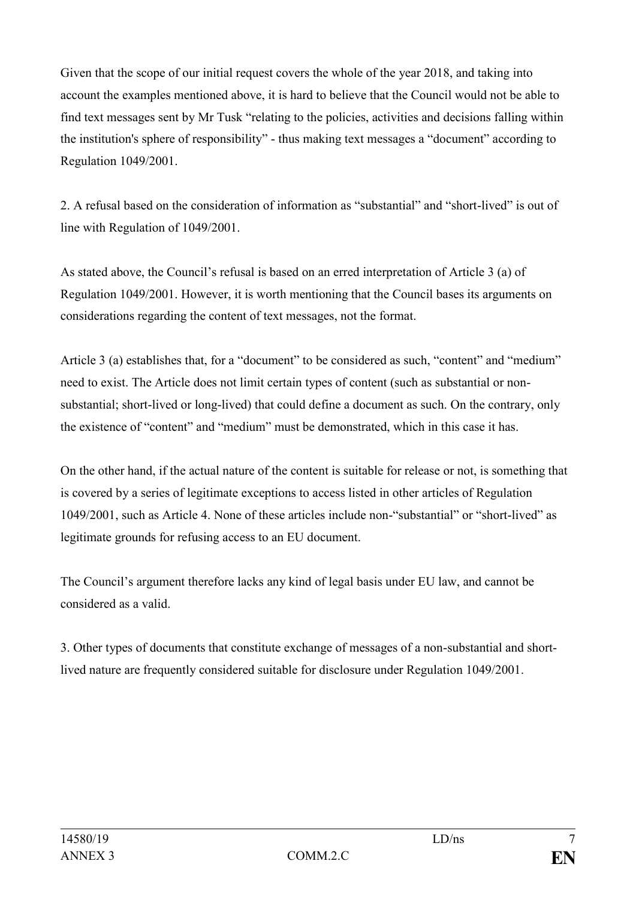Given that the scope of our initial request covers the whole of the year 2018, and taking into account the examples mentioned above, it is hard to believe that the Council would not be able to find text messages sent by Mr Tusk "relating to the policies, activities and decisions falling within the institution's sphere of responsibility" - thus making text messages a "document" according to Regulation 1049/2001.

2. A refusal based on the consideration of information as "substantial" and "short-lived" is out of line with Regulation of 1049/2001.

As stated above, the Council's refusal is based on an erred interpretation of Article 3 (a) of Regulation 1049/2001. However, it is worth mentioning that the Council bases its arguments on considerations regarding the content of text messages, not the format.

Article 3 (a) establishes that, for a "document" to be considered as such, "content" and "medium" need to exist. The Article does not limit certain types of content (such as substantial or non-substantial; short-lived or long-lived) that could define a document as such. On the contrary, only the existence of "content" and "medium" must be demonstrated, which in this case it has.

On the other hand, if the actual nature of the content is suitable for release or not, is something that is covered by a series of legitimate exceptions to access listed in other articles of Regulation 1049/2001, such as Article 4. None of these articles include non-"substantial" or "short-lived" as legitimate grounds for refusing access to an EU document.

The Council's argument therefore lacks any kind of legal basis under EU law, and cannot be considered as a valid.

3. Other types of documents that constitute exchange of messages of a non-substantial and short-lived nature are frequently considered suitable for disclosure under Regulation 1049/2001.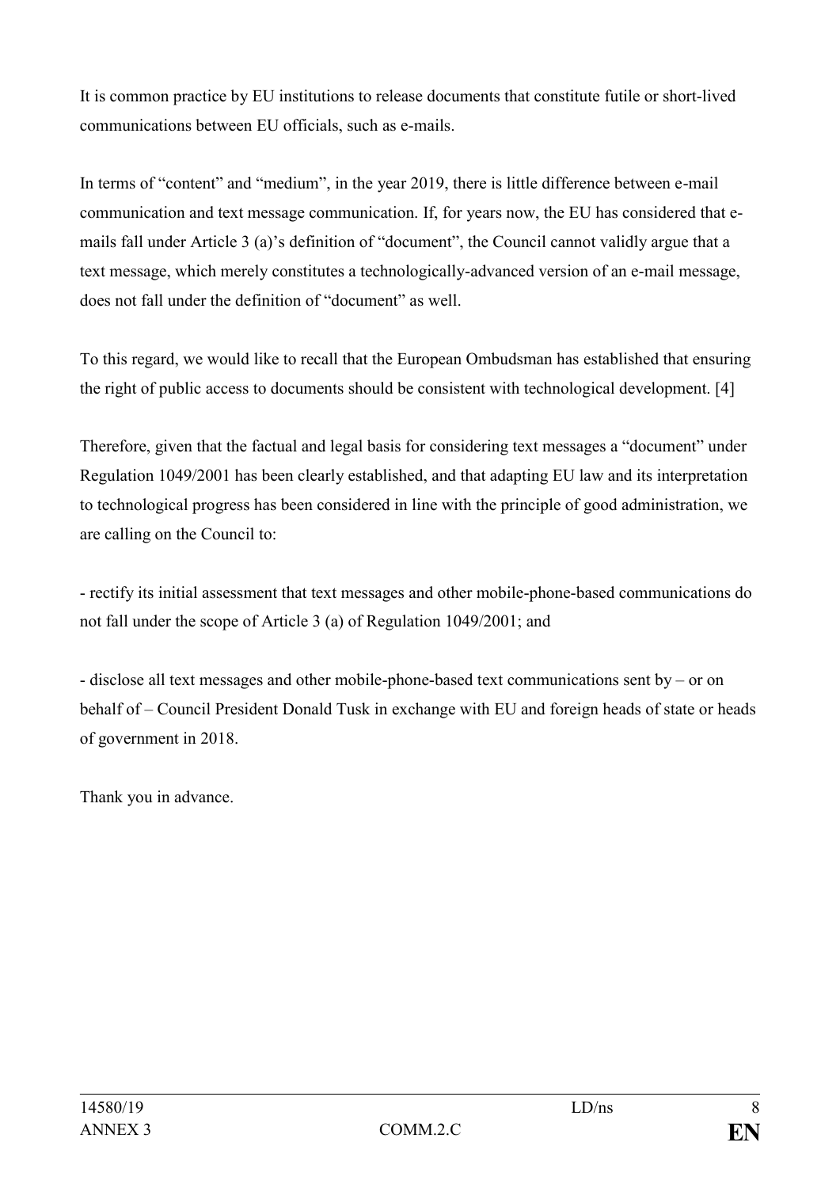It is common practice by EU institutions to release documents that constitute futile or short-lived communications between EU officials, such as e-mails.

In terms of "content" and "medium", in the year 2019, there is little difference between e-mail communication and text message communication. If, for years now, the EU has considered that e-mails fall under Article 3 (a)'s definition of "document", the Council cannot validly argue that a text message, which merely constitutes a technologically-advanced version of an e-mail message, does not fall under the definition of "document" as well.

To this regard, we would like to recall that the European Ombudsman has established that ensuring the right of public access to documents should be consistent with technological development. [4]

Therefore, given that the factual and legal basis for considering text messages a "document" under Regulation 1049/2001 has been clearly established, and that adapting EU law and its interpretation to technological progress has been considered in line with the principle of good administration, we are calling on the Council to:

- rectify its initial assessment that text messages and other mobile-phone-based communications do not fall under the scope of Article 3 (a) of Regulation 1049/2001; and

- disclose all text messages and other mobile-phone-based text communications sent by – or on behalf of – Council President Donald Tusk in exchange with EU and foreign heads of state or heads of government in 2018.

Thank you in advance.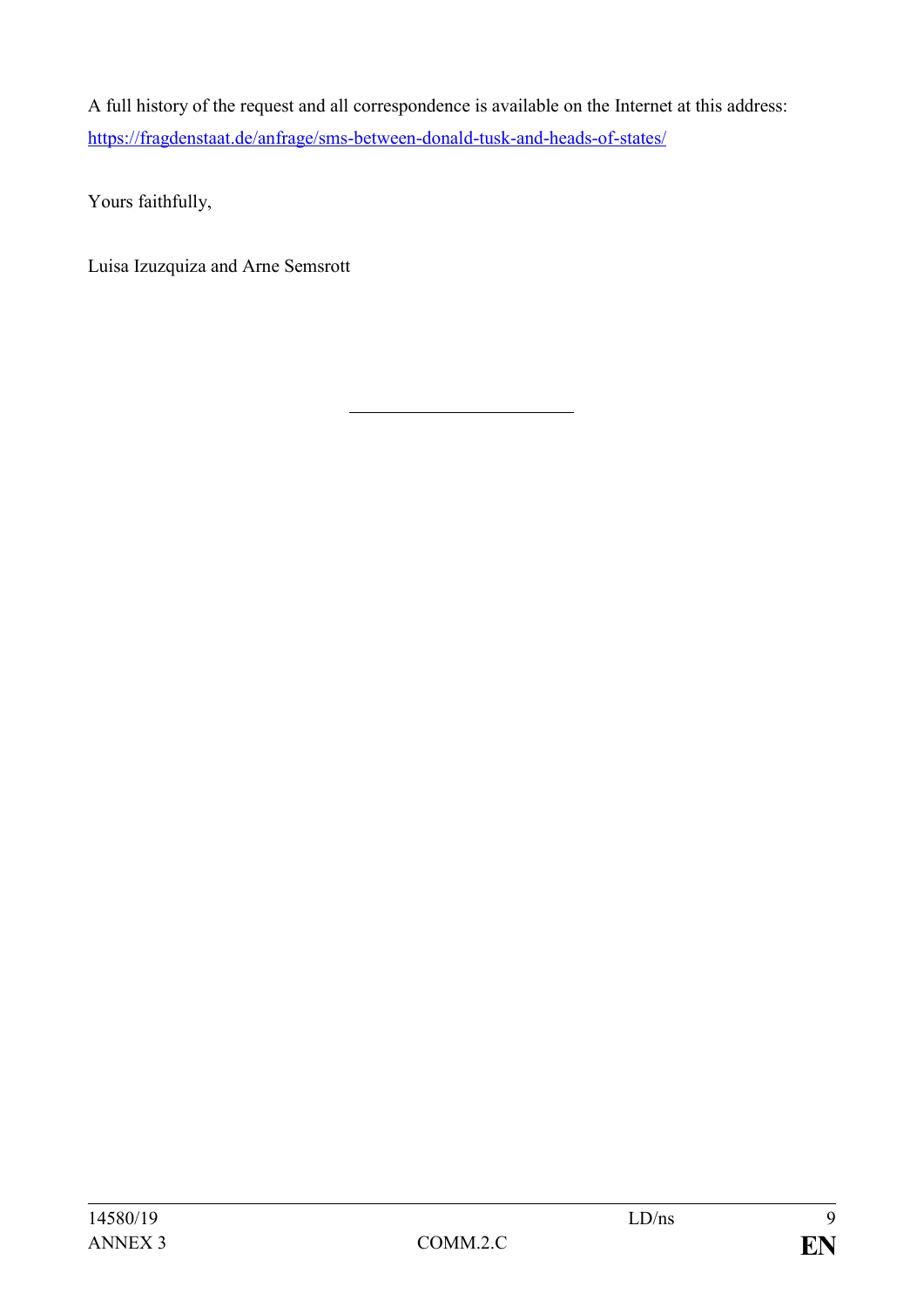A full history of the request and all correspondence is available on the Internet at this address: https://fragdenstaat.de/anfrage/sms-between-donald-tusk-and-heads-of-states/

Yours faithfully,

Luisa Izuzquiza and Arne Semsrott